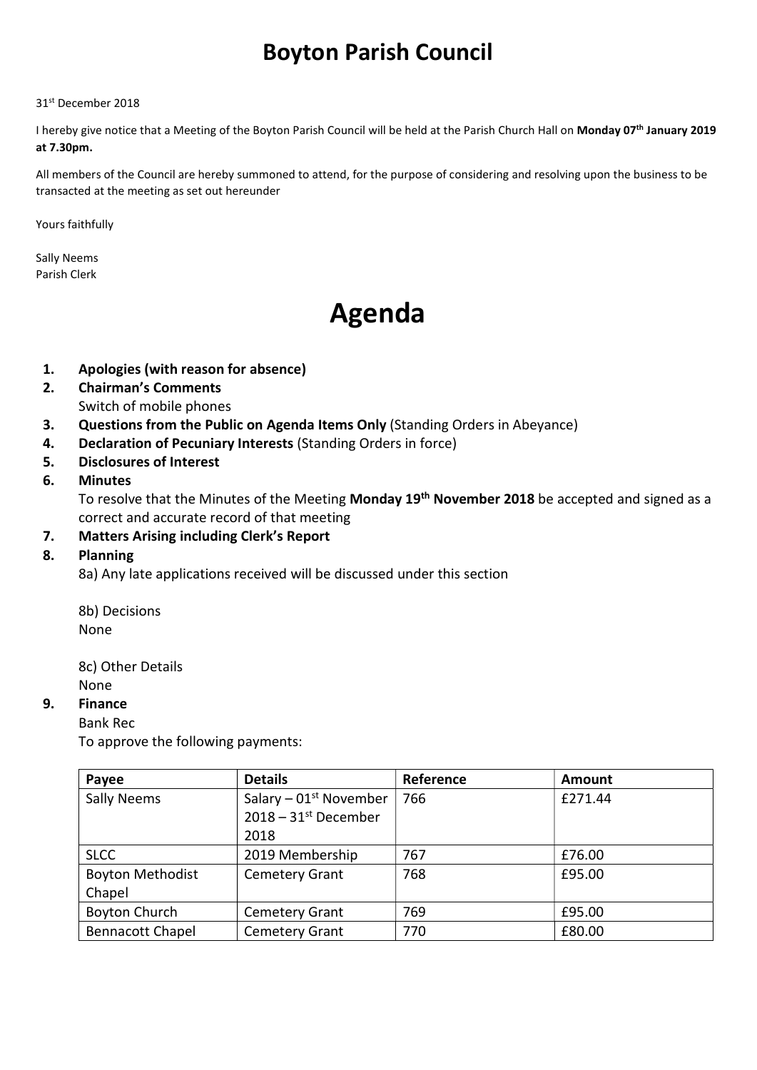# Boyton Parish Council

31st December 2018

I hereby give notice that a Meeting of the Boyton Parish Council will be held at the Parish Church Hall on **Monday 07th January 2019 at 7.30pm.**

All members of the Council are hereby summoned to attend, for the purpose of considering and resolving upon the business to be transacted at the meeting as set out hereunder

Yours faithfully

Sally Neems
Parish Clerk

# Agenda

1. **Apologies (with reason for absence)**
2. **Chairman's Comments**
   Switch of mobile phones
3. **Questions from the Public on Agenda Items Only** (Standing Orders in Abeyance)
4. **Declaration of Pecuniary Interests** (Standing Orders in force)
5. **Disclosures of Interest**
6. **Minutes**
   To resolve that the Minutes of the Meeting **Monday 19th November 2018** be accepted and signed as a correct and accurate record of that meeting
7. **Matters Arising including Clerk's Report**
8. **Planning**
   8a) Any late applications received will be discussed under this section

   8b) Decisions
   None

   8c) Other Details
   None
9. **Finance**
   Bank Rec
   To approve the following payments:

| Payee | Details | Reference | Amount |
|---|---|---|---|
| Sally Neems | Salary – 01st November 2018 – 31st December 2018 | 766 | £271.44 |
| SLCC | 2019 Membership | 767 | £76.00 |
| Boyton Methodist Chapel | Cemetery Grant | 768 | £95.00 |
| Boyton Church | Cemetery Grant | 769 | £95.00 |
| Bennacott Chapel | Cemetery Grant | 770 | £80.00 |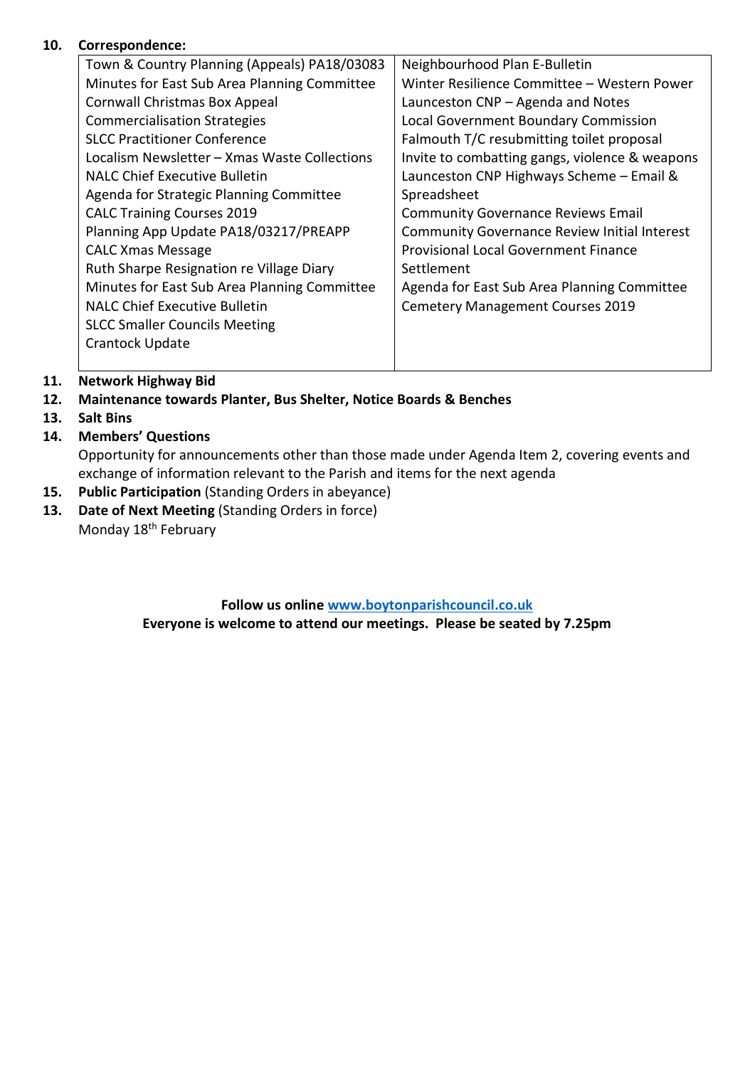**10. Correspondence:**

| | |
|---|---|
| Town & Country Planning (Appeals) PA18/03083 | Neighbourhood Plan E-Bulletin |
| Minutes for East Sub Area Planning Committee | Winter Resilience Committee – Western Power |
| Cornwall Christmas Box Appeal | Launceston CNP – Agenda and Notes |
| Commercialisation Strategies | Local Government Boundary Commission |
| SLCC Practitioner Conference | Falmouth T/C resubmitting toilet proposal |
| Localism Newsletter – Xmas Waste Collections | Invite to combatting gangs, violence & weapons |
| NALC Chief Executive Bulletin | Launceston CNP Highways Scheme – Email & Spreadsheet |
| Agenda for Strategic Planning Committee | Community Governance Reviews Email |
| CALC Training Courses 2019 | Community Governance Review Initial Interest |
| Planning App Update PA18/03217/PREAPP | Provisional Local Government Finance Settlement |
| CALC Xmas Message | Agenda for East Sub Area Planning Committee |
| Ruth Sharpe Resignation re Village Diary | Cemetery Management Courses 2019 |
| Minutes for East Sub Area Planning Committee | |
| NALC Chief Executive Bulletin | |
| SLCC Smaller Councils Meeting | |
| Crantock Update | |

**11. Network Highway Bid**

**12. Maintenance towards Planter, Bus Shelter, Notice Boards & Benches**

**13. Salt Bins**

**14. Members' Questions**

Opportunity for announcements other than those made under Agenda Item 2, covering events and exchange of information relevant to the Parish and items for the next agenda

**15. Public Participation** (Standing Orders in abeyance)

**13. Date of Next Meeting** (Standing Orders in force)

Monday 18th February

**Follow us online www.boytonparishcouncil.co.uk**

**Everyone is welcome to attend our meetings. Please be seated by 7.25pm**